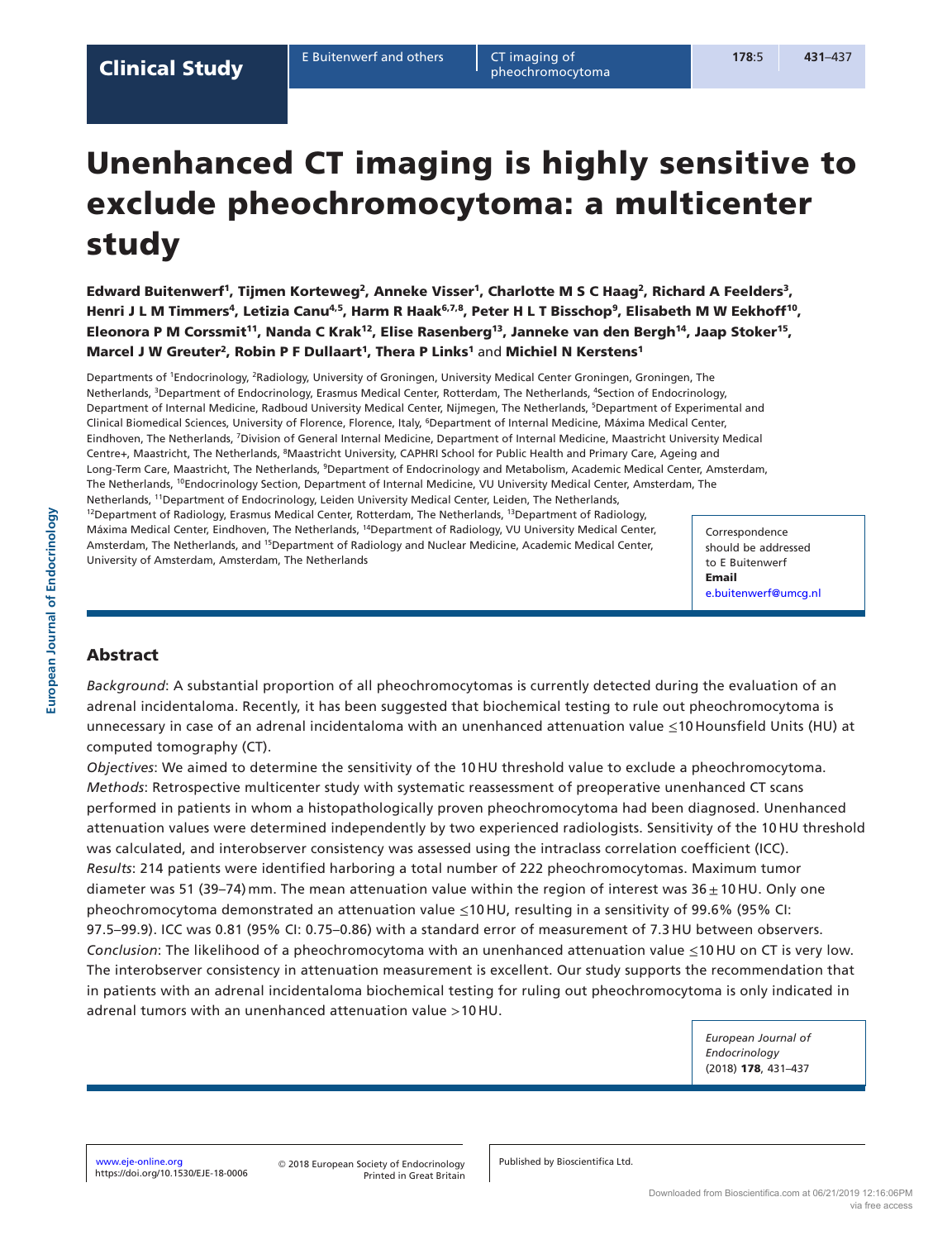# Unenhanced CT imaging is highly sensitive to exclude pheochromocytoma: a multicenter study

**Edward Buitenwerf[1], Tijmen Korteweg[2], Anneke Visser[1], Charlotte M S C Haag[2], Richard A Feelders[3], Henri J L M Timmers[4], Letizia Canu[4,5], Harm R Haak[6,7,8], Peter H L T Bisschop[9], Elisabeth M W Eekhoff[10], Eleonora P M Corssmit[11], Nanda C Krak[12], Elise Rasenberg[13], Janneke van den Bergh[14], Jaap Stoker[15], Marcel J W Greuter[2], Robin P F Dullaart[1], Thera P Links[1] and Michiel N Kerstens[1]**

Departments of [1]Endocrinology, [2]Radiology, University of Groningen, University Medical Center Groningen, Groningen, The Netherlands, [3]Department of Endocrinology, Erasmus Medical Center, Rotterdam, The Netherlands, [4]Section of Endocrinology, Department of Internal Medicine, Radboud University Medical Center, Nijmegen, The Netherlands, [5]Department of Experimental and Clinical Biomedical Sciences, University of Florence, Florence, Italy, [6]Department of Internal Medicine, Máxima Medical Center, Eindhoven, The Netherlands, [7]Division of General Internal Medicine, Department of Internal Medicine, Maastricht University Medical Centre+, Maastricht, The Netherlands, [8]Maastricht University, CAPHRI School for Public Health and Primary Care, Ageing and Long-Term Care, Maastricht, The Netherlands, [9]Department of Endocrinology and Metabolism, Academic Medical Center, Amsterdam, The Netherlands, [10]Endocrinology Section, Department of Internal Medicine, VU University Medical Center, Amsterdam, The Netherlands, [11]Department of Endocrinology, Leiden University Medical Center, Leiden, The Netherlands, [12]Department of Radiology, Erasmus Medical Center, Rotterdam, The Netherlands, [13]Department of Radiology, Máxima Medical Center, Eindhoven, The Netherlands, [14]Department of Radiology, VU University Medical Center, Amsterdam, The Netherlands, and [15]Department of Radiology and Nuclear Medicine, Academic Medical Center, University of Amsterdam, Amsterdam, The Netherlands

Correspondence should be addressed to E Buitenwerf
**Email**
e.buitenwerf@umcg.nl

## Abstract

*Background*: A substantial proportion of all pheochromocytomas is currently detected during the evaluation of an adrenal incidentaloma. Recently, it has been suggested that biochemical testing to rule out pheochromocytoma is unnecessary in case of an adrenal incidentaloma with an unenhanced attenuation value ≤10 Hounsfield Units (HU) at computed tomography (CT).

*Objectives*: We aimed to determine the sensitivity of the 10 HU threshold value to exclude a pheochromocytoma.

*Methods*: Retrospective multicenter study with systematic reassessment of preoperative unenhanced CT scans performed in patients in whom a histopathologically proven pheochromocytoma had been diagnosed. Unenhanced attenuation values were determined independently by two experienced radiologists. Sensitivity of the 10 HU threshold was calculated, and interobserver consistency was assessed using the intraclass correlation coefficient (ICC).

*Results*: 214 patients were identified harboring a total number of 222 pheochromocytomas. Maximum tumor diameter was 51 (39–74) mm. The mean attenuation value within the region of interest was 36 ± 10 HU. Only one pheochromocytoma demonstrated an attenuation value ≤10 HU, resulting in a sensitivity of 99.6% (95% CI: 97.5–99.9). ICC was 0.81 (95% CI: 0.75–0.86) with a standard error of measurement of 7.3 HU between observers.

*Conclusion*: The likelihood of a pheochromocytoma with an unenhanced attenuation value ≤10 HU on CT is very low. The interobserver consistency in attenuation measurement is excellent. Our study supports the recommendation that in patients with an adrenal incidentaloma biochemical testing for ruling out pheochromocytoma is only indicated in adrenal tumors with an unenhanced attenuation value >10 HU.

*European Journal of Endocrinology* (2018) **178**, 431–437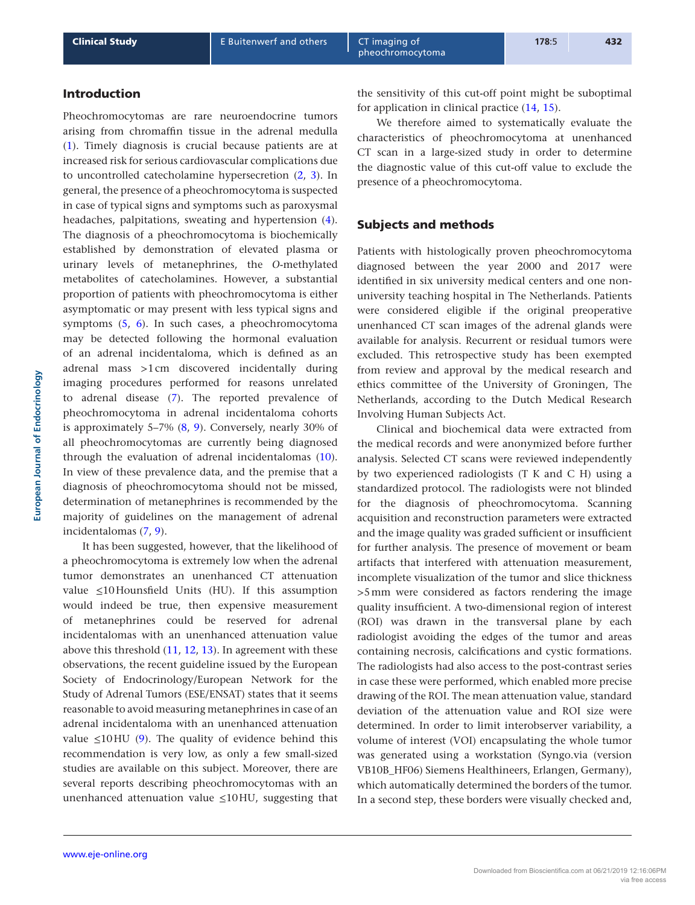## Introduction

Pheochromocytomas are rare neuroendocrine tumors arising from chromaffin tissue in the adrenal medulla (1). Timely diagnosis is crucial because patients are at increased risk for serious cardiovascular complications due to uncontrolled catecholamine hypersecretion (2, 3). In general, the presence of a pheochromocytoma is suspected in case of typical signs and symptoms such as paroxysmal headaches, palpitations, sweating and hypertension (4). The diagnosis of a pheochromocytoma is biochemically established by demonstration of elevated plasma or urinary levels of metanephrines, the *O*-methylated metabolites of catecholamines. However, a substantial proportion of patients with pheochromocytoma is either asymptomatic or may present with less typical signs and symptoms (5, 6). In such cases, a pheochromocytoma may be detected following the hormonal evaluation of an adrenal incidentaloma, which is defined as an adrenal mass >1 cm discovered incidentally during imaging procedures performed for reasons unrelated to adrenal disease (7). The reported prevalence of pheochromocytoma in adrenal incidentaloma cohorts is approximately 5–7% (8, 9). Conversely, nearly 30% of all pheochromocytomas are currently being diagnosed through the evaluation of adrenal incidentalomas (10). In view of these prevalence data, and the premise that a diagnosis of pheochromocytoma should not be missed, determination of metanephrines is recommended by the majority of guidelines on the management of adrenal incidentalomas (7, 9).

It has been suggested, however, that the likelihood of a pheochromocytoma is extremely low when the adrenal tumor demonstrates an unenhanced CT attenuation value ≤10 Hounsfield Units (HU). If this assumption would indeed be true, then expensive measurement of metanephrines could be reserved for adrenal incidentalomas with an unenhanced attenuation value above this threshold (11, 12, 13). In agreement with these observations, the recent guideline issued by the European Society of Endocrinology/European Network for the Study of Adrenal Tumors (ESE/ENSAT) states that it seems reasonable to avoid measuring metanephrines in case of an adrenal incidentaloma with an unenhanced attenuation value ≤10 HU (9). The quality of evidence behind this recommendation is very low, as only a few small-sized studies are available on this subject. Moreover, there are several reports describing pheochromocytomas with an unenhanced attenuation value ≤10 HU, suggesting that the sensitivity of this cut-off point might be suboptimal for application in clinical practice (14, 15).

We therefore aimed to systematically evaluate the characteristics of pheochromocytoma at unenhanced CT scan in a large-sized study in order to determine the diagnostic value of this cut-off value to exclude the presence of a pheochromocytoma.

## Subjects and methods

Patients with histologically proven pheochromocytoma diagnosed between the year 2000 and 2017 were identified in six university medical centers and one non-university teaching hospital in The Netherlands. Patients were considered eligible if the original preoperative unenhanced CT scan images of the adrenal glands were available for analysis. Recurrent or residual tumors were excluded. This retrospective study has been exempted from review and approval by the medical research and ethics committee of the University of Groningen, The Netherlands, according to the Dutch Medical Research Involving Human Subjects Act.

Clinical and biochemical data were extracted from the medical records and were anonymized before further analysis. Selected CT scans were reviewed independently by two experienced radiologists (T K and C H) using a standardized protocol. The radiologists were not blinded for the diagnosis of pheochromocytoma. Scanning acquisition and reconstruction parameters were extracted and the image quality was graded sufficient or insufficient for further analysis. The presence of movement or beam artifacts that interfered with attenuation measurement, incomplete visualization of the tumor and slice thickness >5 mm were considered as factors rendering the image quality insufficient. A two-dimensional region of interest (ROI) was drawn in the transversal plane by each radiologist avoiding the edges of the tumor and areas containing necrosis, calcifications and cystic formations. The radiologists had also access to the post-contrast series in case these were performed, which enabled more precise drawing of the ROI. The mean attenuation value, standard deviation of the attenuation value and ROI size were determined. In order to limit interobserver variability, a volume of interest (VOI) encapsulating the whole tumor was generated using a workstation (Syngo.via (version VB10B_HF06) Siemens Healthineers, Erlangen, Germany), which automatically determined the borders of the tumor. In a second step, these borders were visually checked and,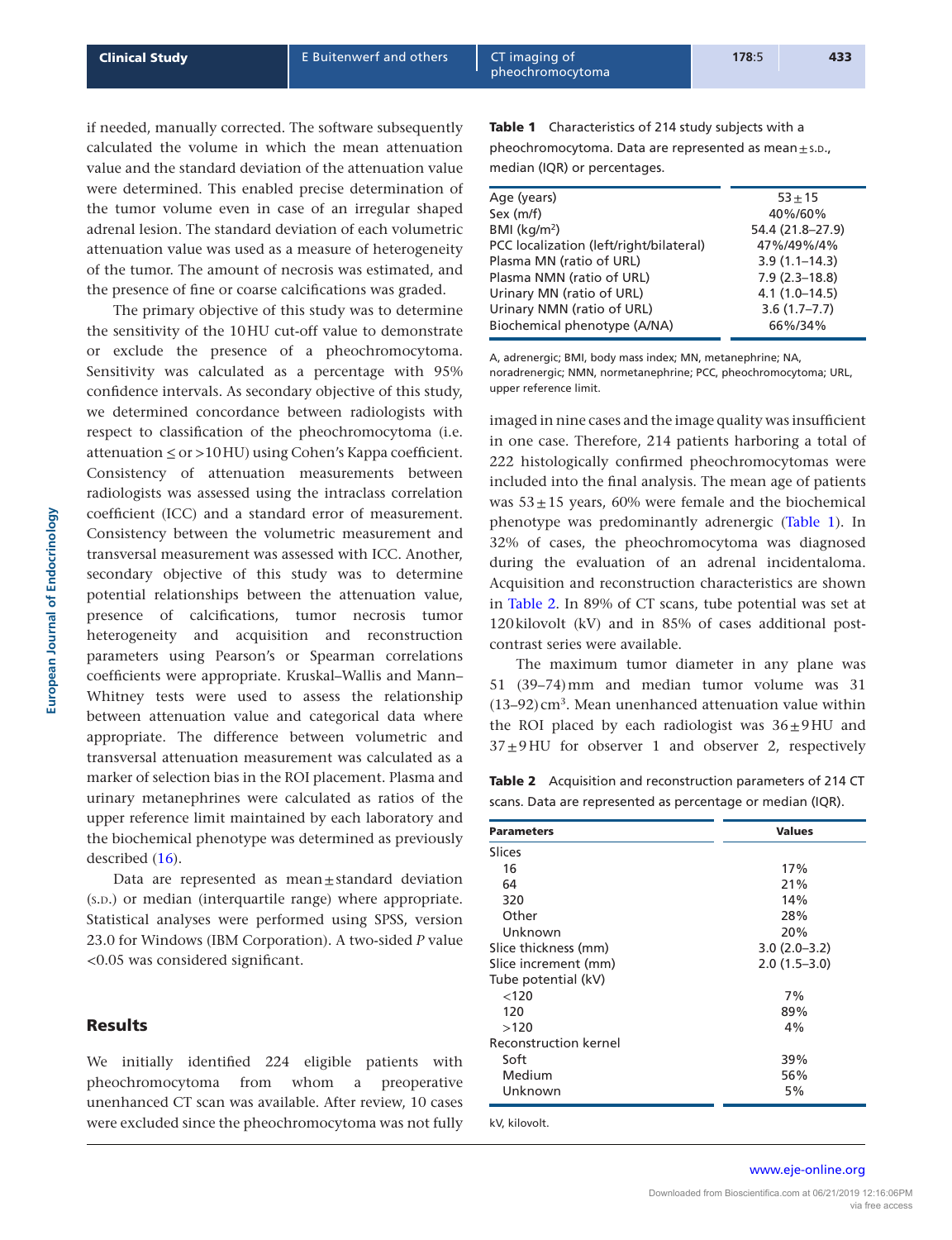if needed, manually corrected. The software subsequently calculated the volume in which the mean attenuation value and the standard deviation of the attenuation value were determined. This enabled precise determination of the tumor volume even in case of an irregular shaped adrenal lesion. The standard deviation of each volumetric attenuation value was used as a measure of heterogeneity of the tumor. The amount of necrosis was estimated, and the presence of fine or coarse calcifications was graded.

The primary objective of this study was to determine the sensitivity of the 10 HU cut-off value to demonstrate or exclude the presence of a pheochromocytoma. Sensitivity was calculated as a percentage with 95% confidence intervals. As secondary objective of this study, we determined concordance between radiologists with respect to classification of the pheochromocytoma (i.e. attenuation ≤ or >10 HU) using Cohen's Kappa coefficient. Consistency of attenuation measurements between radiologists was assessed using the intraclass correlation coefficient (ICC) and a standard error of measurement. Consistency between the volumetric measurement and transversal measurement was assessed with ICC. Another, secondary objective of this study was to determine potential relationships between the attenuation value, presence of calcifications, tumor necrosis tumor heterogeneity and acquisition and reconstruction parameters using Pearson's or Spearman correlations coefficients were appropriate. Kruskal–Wallis and Mann–Whitney tests were used to assess the relationship between attenuation value and categorical data where appropriate. The difference between volumetric and transversal attenuation measurement was calculated as a marker of selection bias in the ROI placement. Plasma and urinary metanephrines were calculated as ratios of the upper reference limit maintained by each laboratory and the biochemical phenotype was determined as previously described (16).

Data are represented as mean ± standard deviation (s.d.) or median (interquartile range) where appropriate. Statistical analyses were performed using SPSS, version 23.0 for Windows (IBM Corporation). A two-sided *P* value <0.05 was considered significant.

## Results

We initially identified 224 eligible patients with pheochromocytoma from whom a preoperative unenhanced CT scan was available. After review, 10 cases were excluded since the pheochromocytoma was not fully imaged in nine cases and the image quality was insufficient in one case. Therefore, 214 patients harboring a total of 222 histologically confirmed pheochromocytomas were included into the final analysis. The mean age of patients was 53 ± 15 years, 60% were female and the biochemical phenotype was predominantly adrenergic (Table 1). In 32% of cases, the pheochromocytoma was diagnosed during the evaluation of an adrenal incidentaloma. Acquisition and reconstruction characteristics are shown in Table 2. In 89% of CT scans, tube potential was set at 120 kilovolt (kV) and in 85% of cases additional post-contrast series were available.

The maximum tumor diameter in any plane was 51 (39–74) mm and median tumor volume was 31 (13–92) $cm^3$. Mean unenhanced attenuation value within the ROI placed by each radiologist was 36 ± 9 HU and 37 ± 9 HU for observer 1 and observer 2, respectively

**Table 1** Characteristics of 214 study subjects with a pheochromocytoma. Data are represented as mean ± s.d., median (IQR) or percentages.

| | |
|---|---|
| Age (years) | 53 ± 15 |
| Sex (m/f) | 40%/60% |
| BMI (kg/$m^2$) | 54.4 (21.8–27.9) |
| PCC localization (left/right/bilateral) | 47%/49%/4% |
| Plasma MN (ratio of URL) | 3.9 (1.1–14.3) |
| Plasma NMN (ratio of URL) | 7.9 (2.3–18.8) |
| Urinary MN (ratio of URL) | 4.1 (1.0–14.5) |
| Urinary NMN (ratio of URL) | 3.6 (1.7–7.7) |
| Biochemical phenotype (A/NA) | 66%/34% |

A, adrenergic; BMI, body mass index; MN, metanephrine; NA, noradrenergic; NMN, normetanephrine; PCC, pheochromocytoma; URL, upper reference limit.

**Table 2** Acquisition and reconstruction parameters of 214 CT scans. Data are represented as percentage or median (IQR).

| Parameters | Values |
|---|---|
| Slices | |
| 16 | 17% |
| 64 | 21% |
| 320 | 14% |
| Other | 28% |
| Unknown | 20% |
| Slice thickness (mm) | 3.0 (2.0–3.2) |
| Slice increment (mm) | 2.0 (1.5–3.0) |
| Tube potential (kV) | |
| <120 | 7% |
| 120 | 89% |
| >120 | 4% |
| Reconstruction kernel | |
| Soft | 39% |
| Medium | 56% |
| Unknown | 5% |

kV, kilovolt.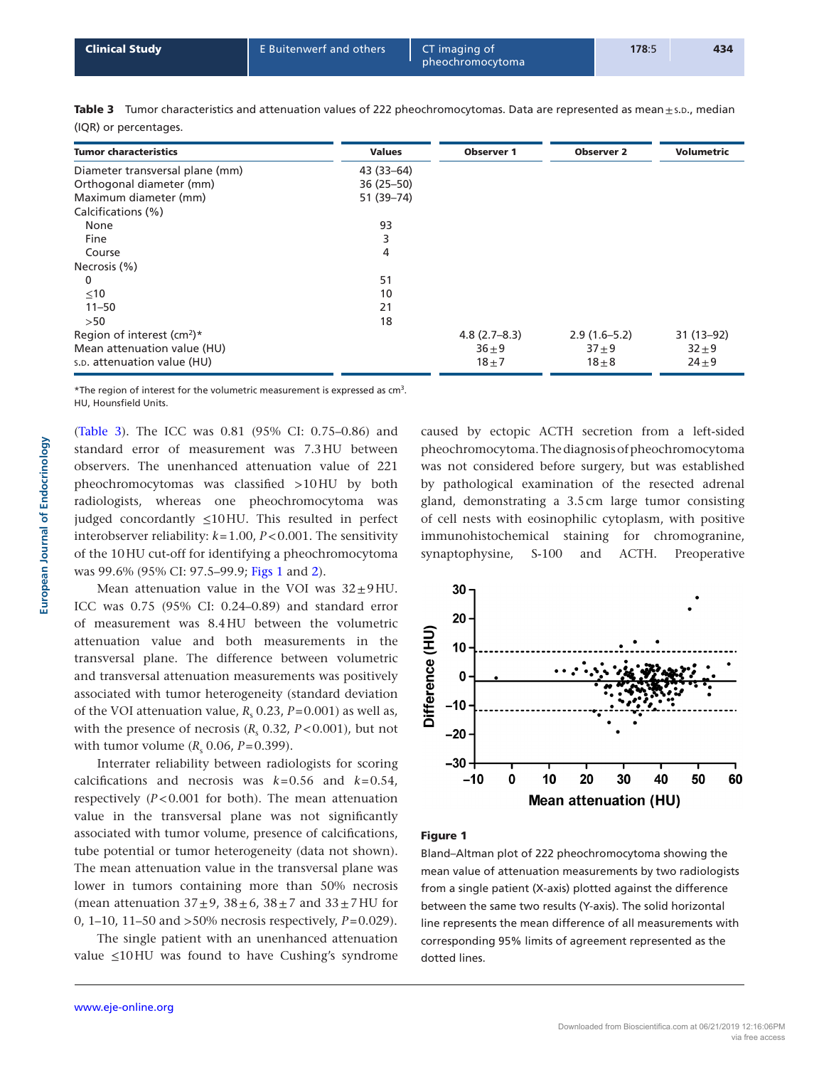**Table 3** Tumor characteristics and attenuation values of 222 pheochromocytomas. Data are represented as mean ± s.d., median (IQR) or percentages.

| Tumor characteristics | Values | Observer 1 | Observer 2 | Volumetric |
|---|---|---|---|---|
| Diameter transversal plane (mm) | 43 (33–64) | | | |
| Orthogonal diameter (mm) | 36 (25–50) | | | |
| Maximum diameter (mm) | 51 (39–74) | | | |
| Calcifications (%) | | | | |
| None | 93 | | | |
| Fine | 3 | | | |
| Course | 4 | | | |
| Necrosis (%) | | | | |
| 0 | 51 | | | |
| ≤10 | 10 | | | |
| 11–50 | 21 | | | |
| >50 | 18 | | | |
| Region of interest (cm$^2$)* | | 4.8 (2.7–8.3) | 2.9 (1.6–5.2) | 31 (13–92) |
| Mean attenuation value (HU) | | 36 ± 9 | 37 ± 9 | 32 ± 9 |
| s.d. attenuation value (HU) | | 18 ± 7 | 18 ± 8 | 24 ± 9 |

*The region of interest for the volumetric measurement is expressed as cm$^3$.
HU, Hounsfield Units.

(Table 3). The ICC was 0.81 (95% CI: 0.75–0.86) and standard error of measurement was 7.3 HU between observers. The unenhanced attenuation value of 221 pheochromocytomas was classified >10 HU by both radiologists, whereas one pheochromocytoma was judged concordantly ≤10 HU. This resulted in perfect interobserver reliability: $k = 1.00$, $P < 0.001$. The sensitivity of the 10 HU cut-off for identifying a pheochromocytoma was 99.6% (95% CI: 97.5–99.9; Figs 1 and 2).

Mean attenuation value in the VOI was 32 ± 9 HU. ICC was 0.75 (95% CI: 0.24–0.89) and standard error of measurement was 8.4 HU between the volumetric attenuation value and both measurements in the transversal plane. The difference between volumetric and transversal attenuation measurements was positively associated with tumor heterogeneity (standard deviation of the VOI attenuation value, $R_s$ 0.23, $P = 0.001$) as well as, with the presence of necrosis ($R_s$ 0.32, $P < 0.001$), but not with tumor volume ($R_s$ 0.06, $P = 0.399$).

Interrater reliability between radiologists for scoring calcifications and necrosis was $k = 0.56$ and $k = 0.54$, respectively ($P < 0.001$ for both). The mean attenuation value in the transversal plane was not significantly associated with tumor volume, presence of calcifications, tube potential or tumor heterogeneity (data not shown). The mean attenuation value in the transversal plane was lower in tumors containing more than 50% necrosis (mean attenuation 37 ± 9, 38 ± 6, 38 ± 7 and 33 ± 7 HU for 0, 1–10, 11–50 and >50% necrosis respectively, $P = 0.029$).

The single patient with an unenhanced attenuation value ≤10 HU was found to have Cushing's syndrome caused by ectopic ACTH secretion from a left-sided pheochromocytoma. The diagnosis of pheochromocytoma was not considered before surgery, but was established by pathological examination of the resected adrenal gland, demonstrating a 3.5 cm large tumor consisting of cell nests with eosinophilic cytoplasm, with positive immunohistochemical staining for chromogranine, synaptophysine, S-100 and ACTH. Preoperative

**Figure 1**

Bland–Altman plot of 222 pheochromocytoma showing the mean value of attenuation measurements by two radiologists from a single patient (X-axis) plotted against the difference between the same two results (Y-axis). The solid horizontal line represents the mean difference of all measurements with corresponding 95% limits of agreement represented as the dotted lines.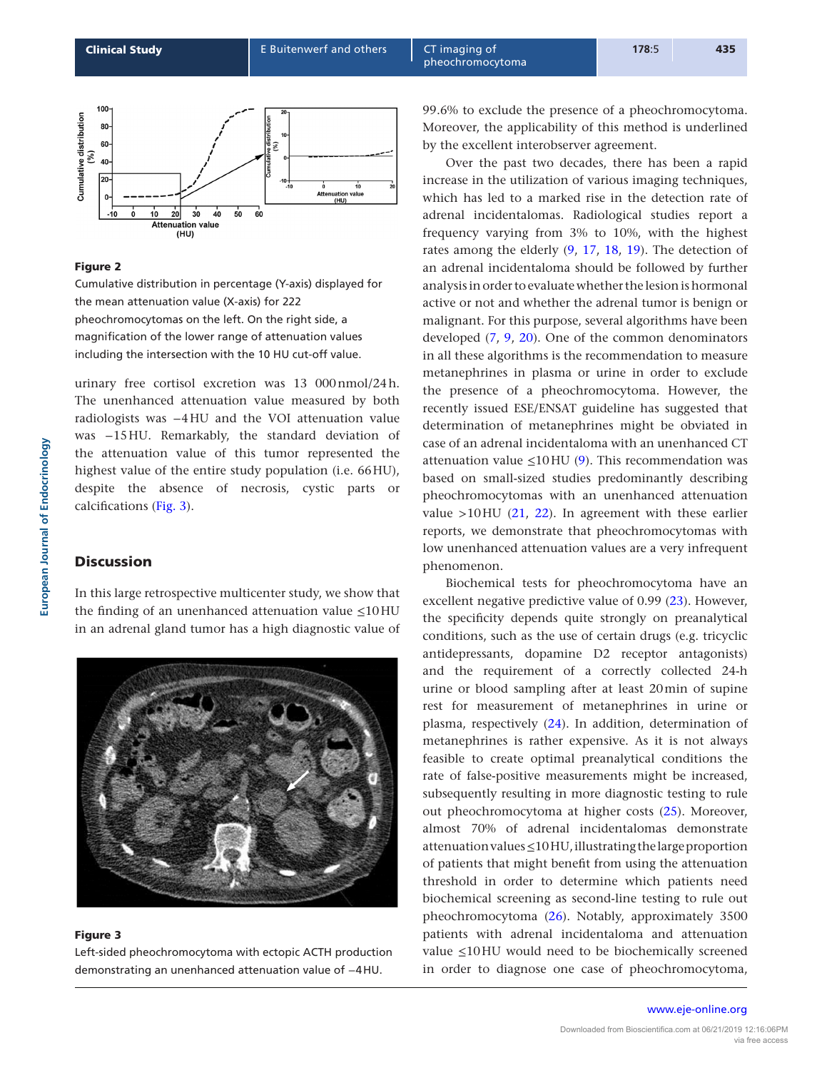**Figure 2**

Cumulative distribution in percentage (Y-axis) displayed for the mean attenuation value (X-axis) for 222 pheochromocytomas on the left. On the right side, a magnification of the lower range of attenuation values including the intersection with the 10 HU cut-off value.

urinary free cortisol excretion was 13 000 nmol/24 h. The unenhanced attenuation value measured by both radiologists was −4 HU and the VOI attenuation value was −15 HU. Remarkably, the standard deviation of the attenuation value of this tumor represented the highest value of the entire study population (i.e. 66 HU), despite the absence of necrosis, cystic parts or calcifications (Fig. 3).

## Discussion

In this large retrospective multicenter study, we show that the finding of an unenhanced attenuation value ≤10 HU in an adrenal gland tumor has a high diagnostic value of 99.6% to exclude the presence of a pheochromocytoma. Moreover, the applicability of this method is underlined by the excellent interobserver agreement.

Over the past two decades, there has been a rapid increase in the utilization of various imaging techniques, which has led to a marked rise in the detection rate of adrenal incidentalomas. Radiological studies report a frequency varying from 3% to 10%, with the highest rates among the elderly (9, 17, 18, 19). The detection of an adrenal incidentaloma should be followed by further analysis in order to evaluate whether the lesion is hormonal active or not and whether the adrenal tumor is benign or malignant. For this purpose, several algorithms have been developed (7, 9, 20). One of the common denominators in all these algorithms is the recommendation to measure metanephrines in plasma or urine in order to exclude the presence of a pheochromocytoma. However, the recently issued ESE/ENSAT guideline has suggested that determination of metanephrines might be obviated in case of an adrenal incidentaloma with an unenhanced CT attenuation value ≤10 HU (9). This recommendation was based on small-sized studies predominantly describing pheochromocytomas with an unenhanced attenuation value >10 HU (21, 22). In agreement with these earlier reports, we demonstrate that pheochromocytomas with low unenhanced attenuation values are a very infrequent phenomenon.

Biochemical tests for pheochromocytoma have an excellent negative predictive value of 0.99 (23). However, the specificity depends quite strongly on preanalytical conditions, such as the use of certain drugs (e.g. tricyclic antidepressants, dopamine D2 receptor antagonists) and the requirement of a correctly collected 24-h urine or blood sampling after at least 20 min of supine rest for measurement of metanephrines in urine or plasma, respectively (24). In addition, determination of metanephrines is rather expensive. As it is not always feasible to create optimal preanalytical conditions the rate of false-positive measurements might be increased, subsequently resulting in more diagnostic testing to rule out pheochromocytoma at higher costs (25). Moreover, almost 70% of adrenal incidentalomas demonstrate attenuation values ≤10 HU, illustrating the large proportion of patients that might benefit from using the attenuation threshold in order to determine which patients need biochemical screening as second-line testing to rule out pheochromocytoma (26). Notably, approximately 3500 patients with adrenal incidentaloma and attenuation value ≤10 HU would need to be biochemically screened in order to diagnose one case of pheochromocytoma,

**Figure 3**

Left-sided pheochromocytoma with ectopic ACTH production demonstrating an unenhanced attenuation value of −4 HU.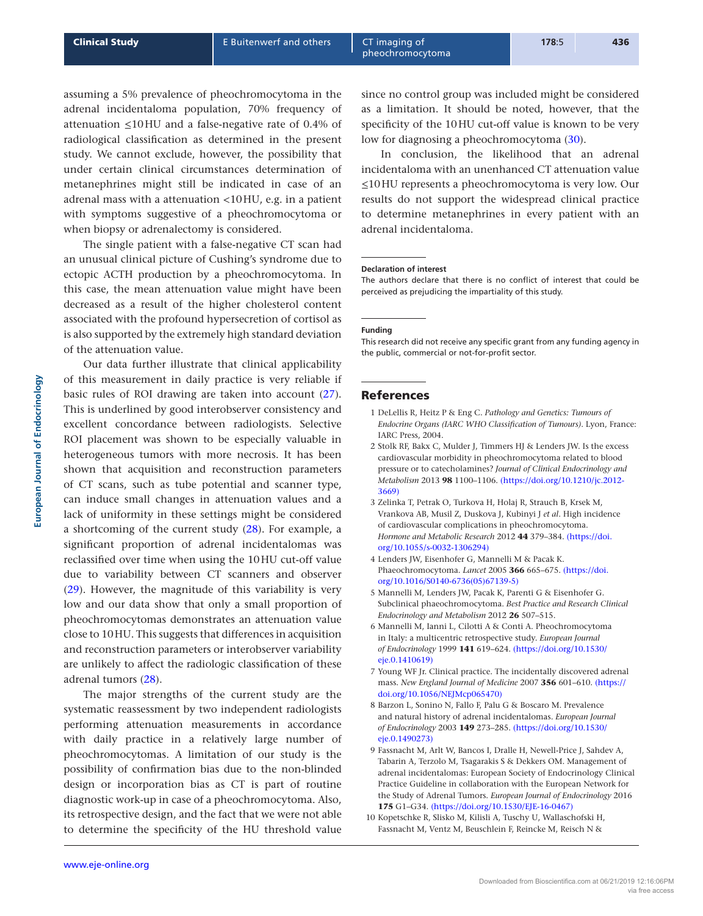assuming a 5% prevalence of pheochromocytoma in the adrenal incidentaloma population, 70% frequency of attenuation ≤10 HU and a false-negative rate of 0.4% of radiological classification as determined in the present study. We cannot exclude, however, the possibility that under certain clinical circumstances determination of metanephrines might still be indicated in case of an adrenal mass with a attenuation <10 HU, e.g. in a patient with symptoms suggestive of a pheochromocytoma or when biopsy or adrenalectomy is considered.

The single patient with a false-negative CT scan had an unusual clinical picture of Cushing's syndrome due to ectopic ACTH production by a pheochromocytoma. In this case, the mean attenuation value might have been decreased as a result of the higher cholesterol content associated with the profound hypersecretion of cortisol as is also supported by the extremely high standard deviation of the attenuation value.

Our data further illustrate that clinical applicability of this measurement in daily practice is very reliable if basic rules of ROI drawing are taken into account (27). This is underlined by good interobserver consistency and excellent concordance between radiologists. Selective ROI placement was shown to be especially valuable in heterogeneous tumors with more necrosis. It has been shown that acquisition and reconstruction parameters of CT scans, such as tube potential and scanner type, can induce small changes in attenuation values and a lack of uniformity in these settings might be considered a shortcoming of the current study (28). For example, a significant proportion of adrenal incidentalomas was reclassified over time when using the 10 HU cut-off value due to variability between CT scanners and observer (29). However, the magnitude of this variability is very low and our data show that only a small proportion of pheochromocytomas demonstrates an attenuation value close to 10 HU. This suggests that differences in acquisition and reconstruction parameters or interobserver variability are unlikely to affect the radiologic classification of these adrenal tumors (28).

The major strengths of the current study are the systematic reassessment by two independent radiologists performing attenuation measurements in accordance with daily practice in a relatively large number of pheochromocytomas. A limitation of our study is the possibility of confirmation bias due to the non-blinded design or incorporation bias as CT is part of routine diagnostic work-up in case of a pheochromocytoma. Also, its retrospective design, and the fact that we were not able to determine the specificity of the HU threshold value since no control group was included might be considered as a limitation. It should be noted, however, that the specificity of the 10 HU cut-off value is known to be very low for diagnosing a pheochromocytoma (30).

In conclusion, the likelihood that an adrenal incidentaloma with an unenhanced CT attenuation value ≤10 HU represents a pheochromocytoma is very low. Our results do not support the widespread clinical practice to determine metanephrines in every patient with an adrenal incidentaloma.

#### Declaration of interest

The authors declare that there is no conflict of interest that could be perceived as prejudicing the impartiality of this study.

#### Funding

This research did not receive any specific grant from any funding agency in the public, commercial or not-for-profit sector.

## References

1 DeLellis R, Heitz P & Eng C. *Pathology and Genetics: Tumours of Endocrine Organs (IARC WHO Classification of Tumours)*. Lyon, France: IARC Press, 2004.

2 Stolk RF, Bakx C, Mulder J, Timmers HJ & Lenders JW. Is the excess cardiovascular morbidity in pheochromocytoma related to blood pressure or to catecholamines? *Journal of Clinical Endocrinology and Metabolism* 2013 **98** 1100–1106. (https://doi.org/10.1210/jc.2012-3669)

3 Zelinka T, Petrak O, Turkova H, Holaj R, Strauch B, Krsek M, Vrankova AB, Musil Z, Duskova J, Kubinyi J *et al*. High incidence of cardiovascular complications in pheochromocytoma. *Hormone and Metabolic Research* 2012 **44** 379–384. (https://doi.org/10.1055/s-0032-1306294)

4 Lenders JW, Eisenhofer G, Mannelli M & Pacak K. Phaeochromocytoma. *Lancet* 2005 **366** 665–675. (https://doi.org/10.1016/S0140-6736(05)67139-5)

5 Mannelli M, Lenders JW, Pacak K, Parenti G & Eisenhofer G. Subclinical phaeochromocytoma. *Best Practice and Research Clinical Endocrinology and Metabolism* 2012 **26** 507–515.

6 Mannelli M, Ianni L, Cilotti A & Conti A. Pheochromocytoma in Italy: a multicentric retrospective study. *European Journal of Endocrinology* 1999 **141** 619–624. (https://doi.org/10.1530/eje.0.1410619)

7 Young WF Jr. Clinical practice. The incidentally discovered adrenal mass. *New England Journal of Medicine* 2007 **356** 601–610. (https://doi.org/10.1056/NEJMcp065470)

8 Barzon L, Sonino N, Fallo F, Palu G & Boscaro M. Prevalence and natural history of adrenal incidentalomas. *European Journal of Endocrinology* 2003 **149** 273–285. (https://doi.org/10.1530/eje.0.1490273)

9 Fassnacht M, Arlt W, Bancos I, Dralle H, Newell-Price J, Sahdev A, Tabarin A, Terzolo M, Tsagarakis S & Dekkers OM. Management of adrenal incidentalomas: European Society of Endocrinology Clinical Practice Guideline in collaboration with the European Network for the Study of Adrenal Tumors. *European Journal of Endocrinology* 2016 **175** G1–G34. (https://doi.org/10.1530/EJE-16-0467)

10 Kopetschke R, Slisko M, Kilisli A, Tuschy U, Wallaschofski H, Fassnacht M, Ventz M, Beuschlein F, Reincke M, Reisch N &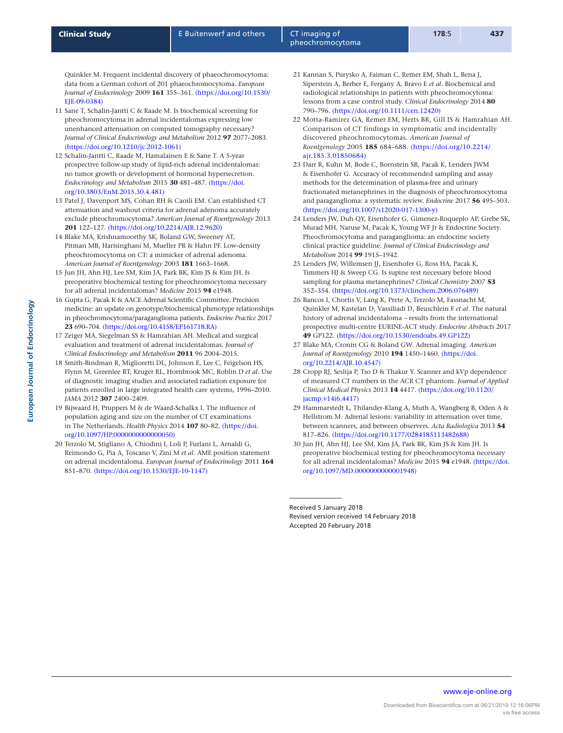Quinkler M. Frequent incidental discovery of phaeochromocytoma: data from a German cohort of 201 phaeochromocytoma. *European Journal of Endocrinology* 2009 **161** 355–361. (https://doi.org/10.1530/EJE-09-0384)

11 Sane T, Schalin-Jantti C & Raade M. Is biochemical screening for pheochromocytoma in adrenal incidentalomas expressing low unenhanced attenuation on computed tomography necessary? *Journal of Clinical Endocrinology and Metabolism* 2012 **97** 2077–2083. (https://doi.org/10.1210/jc.2012-1061)

12 Schalin-Jantti C, Raade M, Hamalainen E & Sane T. A 5-year prospective follow-up study of lipid-rich adrenal incidentalomas: no tumor growth or development of hormonal hypersecretion. *Endocrinology and Metabolism* 2015 **30** 481–487. (https://doi.org/10.3803/EnM.2015.30.4.481)

13 Patel J, Davenport MS, Cohan RH & Caoili EM. Can established CT attenuation and washout criteria for adrenal adenoma accurately exclude pheochromocytoma? *American Journal of Roentgenology* 2013 **201** 122–127. (https://doi.org/10.2214/AJR.12.9620)

14 Blake MA, Krishnamoorthy SK, Boland GW, Sweeney AT, Pitman MB, Harisinghani M, Mueller PR & Hahn PF. Low-density pheochromocytoma on CT: a mimicker of adrenal adenoma. *American Journal of Roentgenology* 2003 **181** 1663–1668.

15 Jun JH, Ahn HJ, Lee SM, Kim JA, Park BK, Kim JS & Kim JH. Is preoperative biochemical testing for pheochromocytoma necessary for all adrenal incidentalomas? *Medicine* 2015 **94** e1948.

16 Gupta G, Pacak K & AACE Adrenal Scientific Committee. Precision medicine: an update on genotype/biochemical phenotype relationships in pheochromocytoma/paraganglioma patients. *Endocrine Practice* 2017 **23** 690–704. (https://doi.org/10.4158/EP161718.RA)

17 Zeiger MA, Siegelman SS & Hamrahian AH. Medical and surgical evaluation and treatment of adrenal incidentalomas. *Journal of Clinical Endocrinology and Metabolism* **2011** 96 2004–2015.

18 Smith-Bindman R, Miglioretti DL, Johnson E, Lee C, Feigelson HS, Flynn M, Greenlee RT, Kruger RL, Hornbrook MC, Roblin D *et al*. Use of diagnostic imaging studies and associated radiation exposure for patients enrolled in large integrated health care systems, 1996–2010. *JAMA* 2012 **307** 2400–2409.

19 Bijwaard H, Pruppers M & de Waard-Schalkx I. The influence of population aging and size on the number of CT examinations in The Netherlands. *Health Physics* 2014 **107** 80–82. (https://doi.org/10.1097/HP.0000000000000050)

20 Terzolo M, Stigliano A, Chiodini I, Loli P, Furlani L, Arnaldi G, Reimondo G, Pia A, Toscano V, Zini M *et al*. AME position statement on adrenal incidentaloma. *European Journal of Endocrinology* 2011 **164** 851–870. (https://doi.org/10.1530/EJE-10-1147)

21 Kannan S, Purysko A, Faiman C, Remer EM, Shah L, Bena J, Siperstein A, Berber E, Fergany A, Bravo E *et al*. Biochemical and radiological relationships in patients with pheochromocytoma: lessons from a case control study. *Clinical Endocrinology* 2014 **80** 790–796. (https://doi.org/10.1111/cen.12420)

22 Motta-Ramirez GA, Remer EM, Herts BR, Gill IS & Hamrahian AH. Comparison of CT findings in symptomatic and incidentally discovered pheochromocytomas. *American Journal of Roentgenology* 2005 **185** 684–688. (https://doi.org/10.2214/ajr.185.3.01850684)

23 Darr R, Kuhn M, Bode C, Bornstein SR, Pacak K, Lenders JWM & Eisenhofer G. Accuracy of recommended sampling and assay methods for the determination of plasma-free and urinary fractionated metanephrines in the diagnosis of pheochromocytoma and paraganglioma: a systematic review. *Endocrine* 2017 **56** 495–503. (https://doi.org/10.1007/s12020-017-1300-y)

24 Lenders JW, Duh QY, Eisenhofer G, Gimenez-Roqueplo AP, Grebe SK, Murad MH, Naruse M, Pacak K, Young WF Jr & Endocrine Society. Pheochromocytoma and paraganglioma: an endocrine society clinical practice guideline. *Journal of Clinical Endocrinology and Metabolism* 2014 **99** 1915–1942.

25 Lenders JW, Willemsen JJ, Eisenhofer G, Ross HA, Pacak K, Timmers HJ & Sweep CG. Is supine rest necessary before blood sampling for plasma metanephrines? *Clinical Chemistry* 2007 **53** 352–354. (https://doi.org/10.1373/clinchem.2006.076489)

26 Bancos I, Chortis V, Lang K, Prete A, Terzolo M, Fassnacht M, Quinkler M, Kastelan D, Vassiliadi D, Beuschlein F *et al*. The natural history of adrenal incidentaloma – results from the international prospective multi-centre EURINE-ACT study. *Endocrine Abstracts* 2017 **49** GP122. (https://doi.org/10.1530/endoabs.49.GP122)

27 Blake MA, Cronin CG & Boland GW. Adrenal imaging. *American Journal of Roentgenology* 2010 **194** 1450–1460. (https://doi.org/10.2214/AJR.10.4547)

28 Cropp RJ, Seslija P, Tso D & Thakur Y. Scanner and kVp dependence of measured CT numbers in the ACR CT phantom. *Journal of Applied Clinical Medical Physics* 2013 **14** 4417. (https://doi.org/10.1120/jacmp.v14i6.4417)

29 Hammarstedt L, Thilander-Klang A, Muth A, Wangberg B, Oden A & Hellstrom M. Adrenal lesions: variability in attenuation over time, between scanners, and between observers. *Acta Radiologica* 2013 **54** 817–826. (https://doi.org/10.1177/0284185113482688)

30 Jun JH, Ahn HJ, Lee SM, Kim JA, Park BK, Kim JS & Kim JH. Is preoperative biochemical testing for pheochromocytoma necessary for all adrenal incidentalomas? *Medicine* 2015 **94** e1948. (https://doi.org/10.1097/MD.0000000000001948)

---

Received 5 January 2018
Revised version received 14 February 2018
Accepted 20 February 2018